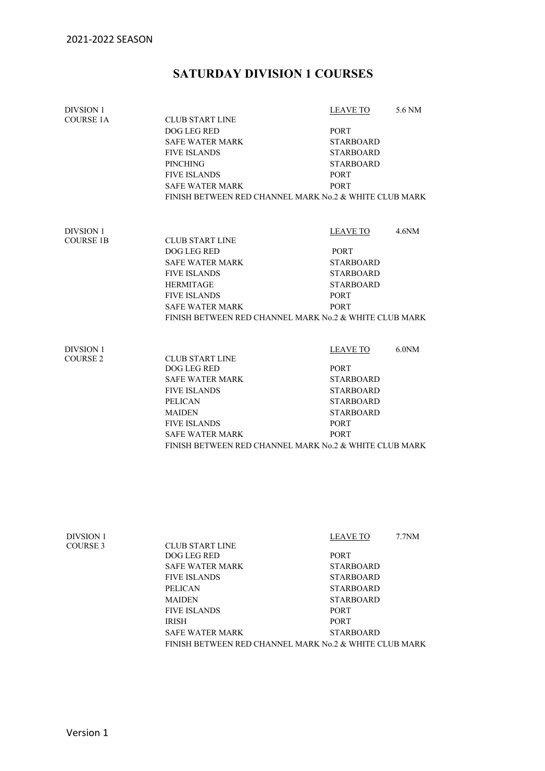2021-2022 SEASON

# SATURDAY DIVISION 1 COURSES

| DIVSION 1 | | LEAVE TO | 5.6 NM |
|---|---|---|---|
| COURSE 1A | CLUB START LINE | | |
| | DOG LEG RED | PORT | |
| | SAFE WATER MARK | STARBOARD | |
| | FIVE ISLANDS | STARBOARD | |
| | PINCHING | STARBOARD | |
| | FIVE ISLANDS | PORT | |
| | SAFE WATER MARK | PORT | |
| | FINISH BETWEEN RED CHANNEL MARK No.2 & WHITE CLUB MARK | | |

| DIVSION 1 | | LEAVE TO | 4.6NM |
|---|---|---|---|
| COURSE 1B | CLUB START LINE | | |
| | DOG LEG RED | PORT | |
| | SAFE WATER MARK | STARBOARD | |
| | FIVE ISLANDS | STARBOARD | |
| | HERMITAGE | STARBOARD | |
| | FIVE ISLANDS | PORT | |
| | SAFE WATER MARK | PORT | |
| | FINISH BETWEEN RED CHANNEL MARK No.2 & WHITE CLUB MARK | | |

| DIVSION 1 | | LEAVE TO | 6.0NM |
|---|---|---|---|
| COURSE 2 | CLUB START LINE | | |
| | DOG LEG RED | PORT | |
| | SAFE WATER MARK | STARBOARD | |
| | FIVE ISLANDS | STARBOARD | |
| | PELICAN | STARBOARD | |
| | MAIDEN | STARBOARD | |
| | FIVE ISLANDS | PORT | |
| | SAFE WATER MARK | PORT | |
| | FINISH BETWEEN RED CHANNEL MARK No.2 & WHITE CLUB MARK | | |

| DIVSION 1 | | LEAVE TO | 7.7NM |
|---|---|---|---|
| COURSE 3 | CLUB START LINE | | |
| | DOG LEG RED | PORT | |
| | SAFE WATER MARK | STARBOARD | |
| | FIVE ISLANDS | STARBOARD | |
| | PELICAN | STARBOARD | |
| | MAIDEN | STARBOARD | |
| | FIVE ISLANDS | PORT | |
| | IRISH | PORT | |
| | SAFE WATER MARK | STARBOARD | |
| | FINISH BETWEEN RED CHANNEL MARK No.2 & WHITE CLUB MARK | | |

Version 1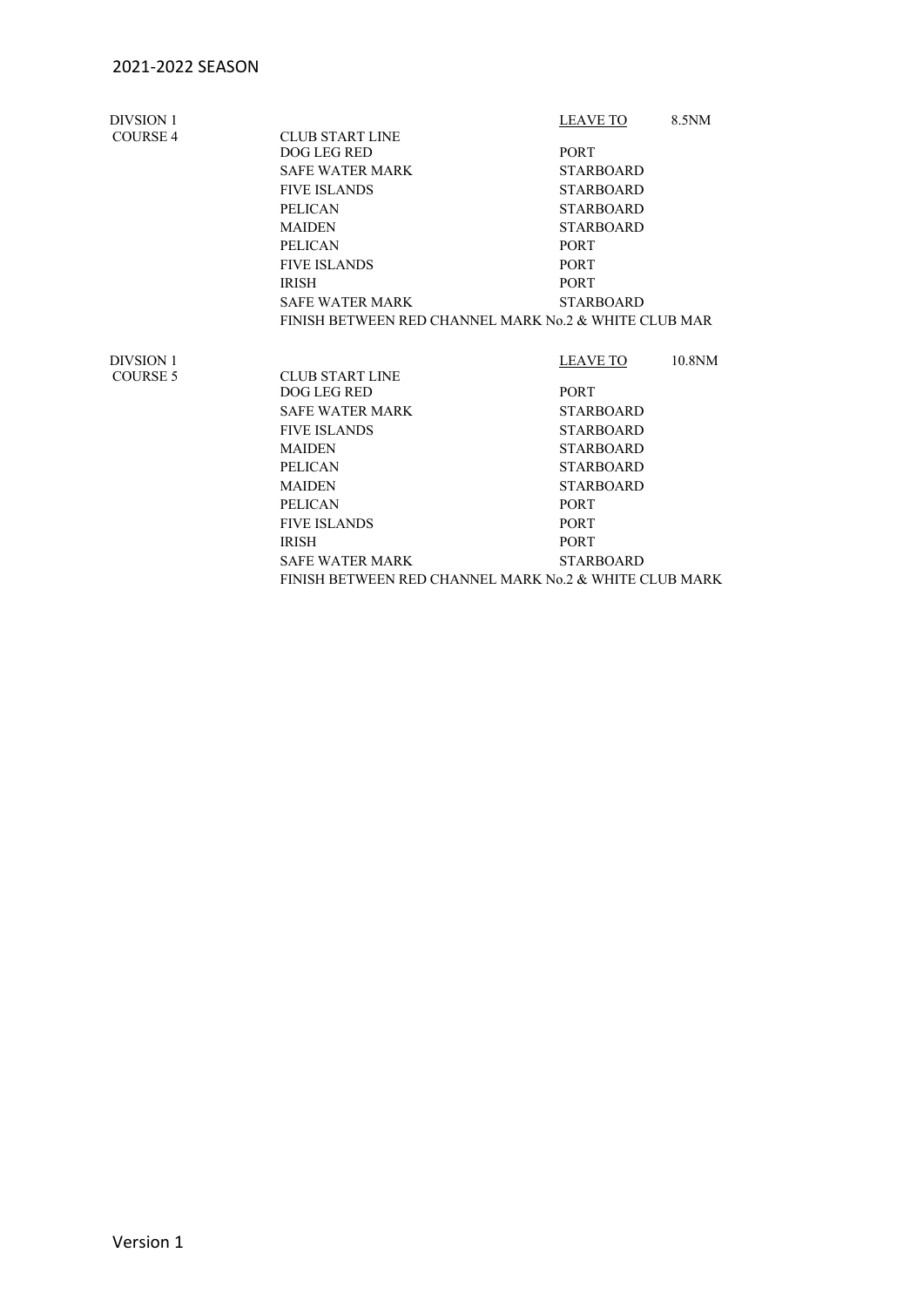| DIVSION 1 | | LEAVE TO | 8.5NM |
|---|---|---|---|
| COURSE 4 | CLUB START LINE | | |
| | DOG LEG RED | PORT | |
| | SAFE WATER MARK | STARBOARD | |
| | FIVE ISLANDS | STARBOARD | |
| | PELICAN | STARBOARD | |
| | MAIDEN | STARBOARD | |
| | PELICAN | PORT | |
| | FIVE ISLANDS | PORT | |
| | IRISH | PORT | |
| | SAFE WATER MARK | STARBOARD | |
| | FINISH BETWEEN RED CHANNEL MARK No.2 & WHITE CLUB MAR | | |

| DIVSION 1 | | LEAVE TO | 10.8NM |
|---|---|---|---|
| COURSE 5 | CLUB START LINE | | |
| | DOG LEG RED | PORT | |
| | SAFE WATER MARK | STARBOARD | |
| | FIVE ISLANDS | STARBOARD | |
| | MAIDEN | STARBOARD | |
| | PELICAN | STARBOARD | |
| | MAIDEN | STARBOARD | |
| | PELICAN | PORT | |
| | FIVE ISLANDS | PORT | |
| | IRISH | PORT | |
| | SAFE WATER MARK | STARBOARD | |
| | FINISH BETWEEN RED CHANNEL MARK No.2 & WHITE CLUB MARK | | |